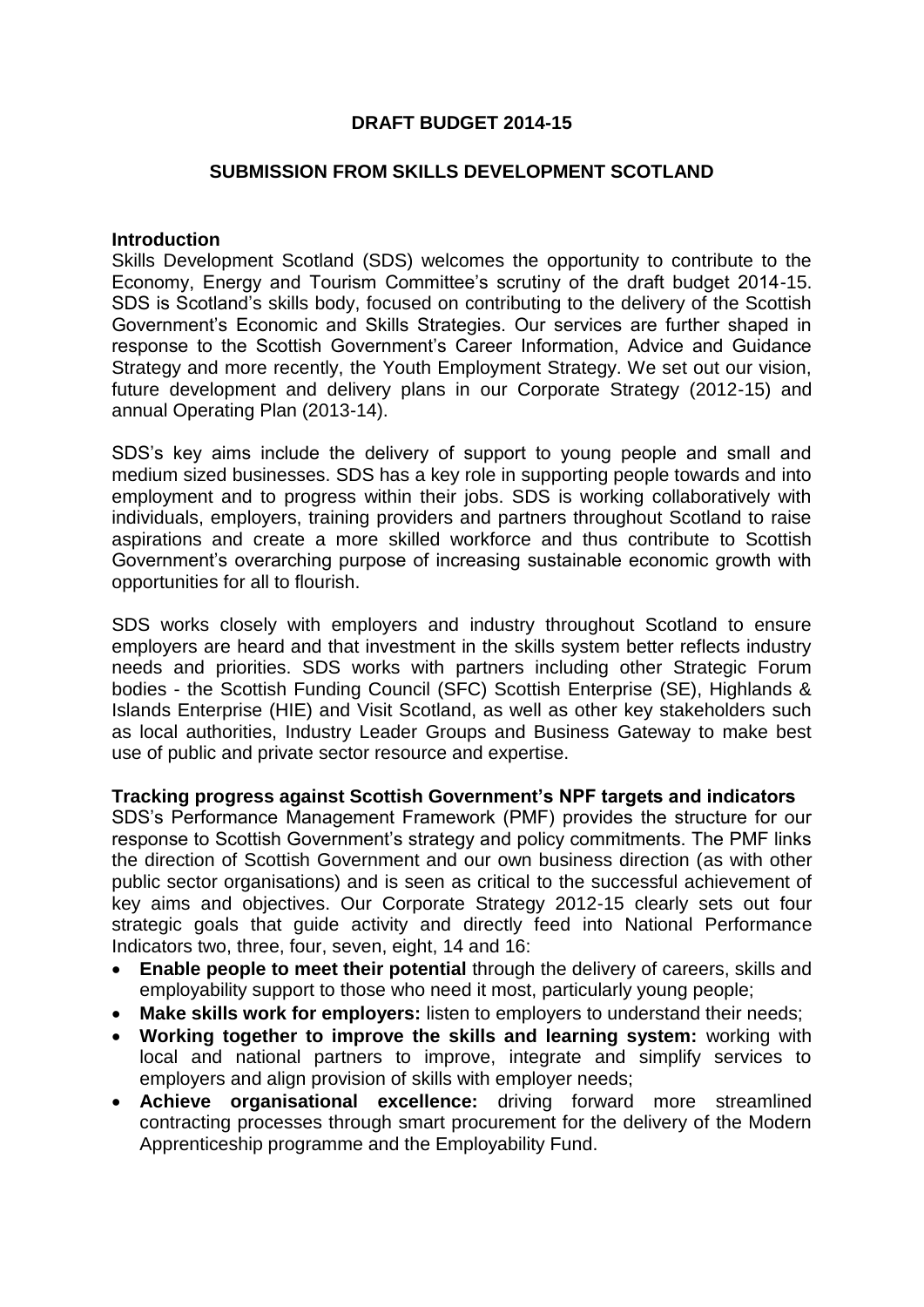**DRAFT BUDGET 2014-15**

**SUBMISSION FROM SKILLS DEVELOPMENT SCOTLAND**

**Introduction**

Skills Development Scotland (SDS) welcomes the opportunity to contribute to the Economy, Energy and Tourism Committee's scrutiny of the draft budget 2014-15. SDS is Scotland's skills body, focused on contributing to the delivery of the Scottish Government's Economic and Skills Strategies. Our services are further shaped in response to the Scottish Government's Career Information, Advice and Guidance Strategy and more recently, the Youth Employment Strategy. We set out our vision, future development and delivery plans in our Corporate Strategy (2012-15) and annual Operating Plan (2013-14).

SDS's key aims include the delivery of support to young people and small and medium sized businesses. SDS has a key role in supporting people towards and into employment and to progress within their jobs. SDS is working collaboratively with individuals, employers, training providers and partners throughout Scotland to raise aspirations and create a more skilled workforce and thus contribute to Scottish Government's overarching purpose of increasing sustainable economic growth with opportunities for all to flourish.

SDS works closely with employers and industry throughout Scotland to ensure employers are heard and that investment in the skills system better reflects industry needs and priorities. SDS works with partners including other Strategic Forum bodies - the Scottish Funding Council (SFC) Scottish Enterprise (SE), Highlands & Islands Enterprise (HIE) and Visit Scotland, as well as other key stakeholders such as local authorities, Industry Leader Groups and Business Gateway to make best use of public and private sector resource and expertise.

**Tracking progress against Scottish Government's NPF targets and indicators**

SDS's Performance Management Framework (PMF) provides the structure for our response to Scottish Government's strategy and policy commitments. The PMF links the direction of Scottish Government and our own business direction (as with other public sector organisations) and is seen as critical to the successful achievement of key aims and objectives. Our Corporate Strategy 2012-15 clearly sets out four strategic goals that guide activity and directly feed into National Performance Indicators two, three, four, seven, eight, 14 and 16:

- **Enable people to meet their potential** through the delivery of careers, skills and employability support to those who need it most, particularly young people;
- **Make skills work for employers:** listen to employers to understand their needs;
- **Working together to improve the skills and learning system:** working with local and national partners to improve, integrate and simplify services to employers and align provision of skills with employer needs;
- **Achieve organisational excellence:** driving forward more streamlined contracting processes through smart procurement for the delivery of the Modern Apprenticeship programme and the Employability Fund.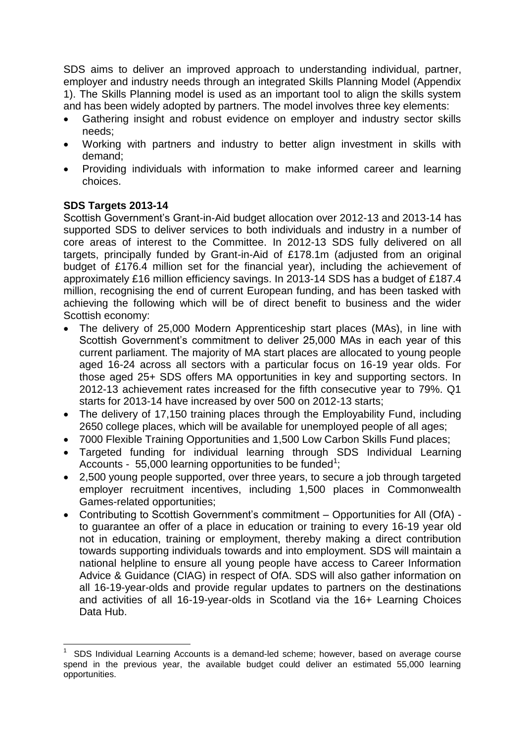SDS aims to deliver an improved approach to understanding individual, partner, employer and industry needs through an integrated Skills Planning Model (Appendix 1). The Skills Planning model is used as an important tool to align the skills system and has been widely adopted by partners. The model involves three key elements:

- Gathering insight and robust evidence on employer and industry sector skills needs;
- Working with partners and industry to better align investment in skills with demand;
- Providing individuals with information to make informed career and learning choices.

**SDS Targets 2013-14**

Scottish Government's Grant-in-Aid budget allocation over 2012-13 and 2013-14 has supported SDS to deliver services to both individuals and industry in a number of core areas of interest to the Committee. In 2012-13 SDS fully delivered on all targets, principally funded by Grant-in-Aid of £178.1m (adjusted from an original budget of £176.4 million set for the financial year), including the achievement of approximately £16 million efficiency savings. In 2013-14 SDS has a budget of £187.4 million, recognising the end of current European funding, and has been tasked with achieving the following which will be of direct benefit to business and the wider Scottish economy:

- The delivery of 25,000 Modern Apprenticeship start places (MAs), in line with Scottish Government's commitment to deliver 25,000 MAs in each year of this current parliament. The majority of MA start places are allocated to young people aged 16-24 across all sectors with a particular focus on 16-19 year olds. For those aged 25+ SDS offers MA opportunities in key and supporting sectors. In 2012-13 achievement rates increased for the fifth consecutive year to 79%. Q1 starts for 2013-14 have increased by over 500 on 2012-13 starts;
- The delivery of 17,150 training places through the Employability Fund, including 2650 college places, which will be available for unemployed people of all ages;
- 7000 Flexible Training Opportunities and 1,500 Low Carbon Skills Fund places;
- Targeted funding for individual learning through SDS Individual Learning Accounts - 55,000 learning opportunities to be funded[1];
- 2,500 young people supported, over three years, to secure a job through targeted employer recruitment incentives, including 1,500 places in Commonwealth Games-related opportunities;
- Contributing to Scottish Government's commitment – Opportunities for All (OfA) - to guarantee an offer of a place in education or training to every 16-19 year old not in education, training or employment, thereby making a direct contribution towards supporting individuals towards and into employment. SDS will maintain a national helpline to ensure all young people have access to Career Information Advice & Guidance (CIAG) in respect of OfA. SDS will also gather information on all 16-19-year-olds and provide regular updates to partners on the destinations and activities of all 16-19-year-olds in Scotland via the 16+ Learning Choices Data Hub.

[1] SDS Individual Learning Accounts is a demand-led scheme; however, based on average course spend in the previous year, the available budget could deliver an estimated 55,000 learning opportunities.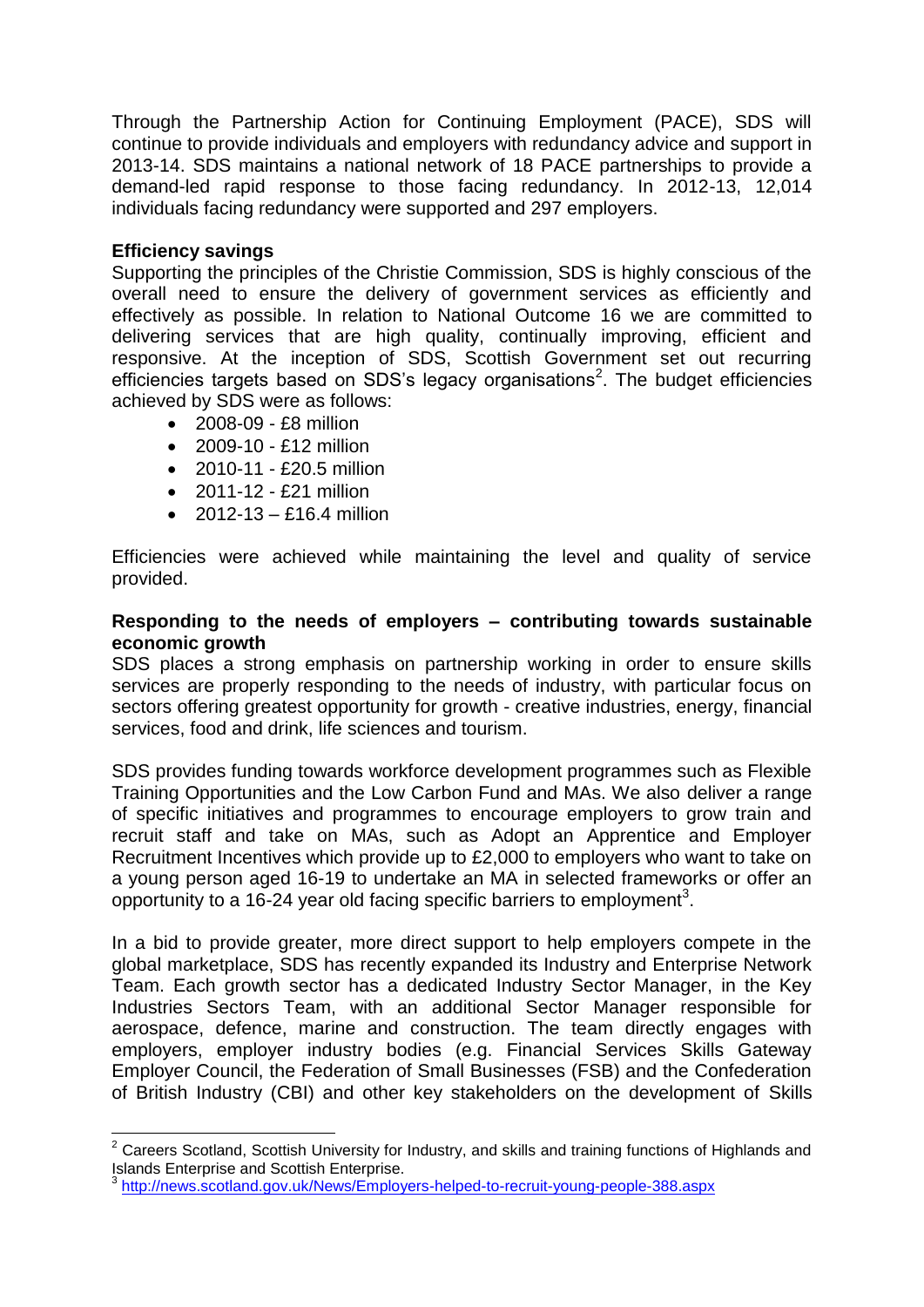Through the Partnership Action for Continuing Employment (PACE), SDS will continue to provide individuals and employers with redundancy advice and support in 2013-14. SDS maintains a national network of 18 PACE partnerships to provide a demand-led rapid response to those facing redundancy. In 2012-13, 12,014 individuals facing redundancy were supported and 297 employers.

**Efficiency savings**

Supporting the principles of the Christie Commission, SDS is highly conscious of the overall need to ensure the delivery of government services as efficiently and effectively as possible. In relation to National Outcome 16 we are committed to delivering services that are high quality, continually improving, efficient and responsive. At the inception of SDS, Scottish Government set out recurring efficiencies targets based on SDS's legacy organisations[2]. The budget efficiencies achieved by SDS were as follows:

- 2008-09 - £8 million
- 2009-10 - £12 million
- 2010-11 - £20.5 million
- 2011-12 - £21 million
- 2012-13 – £16.4 million

Efficiencies were achieved while maintaining the level and quality of service provided.

**Responding to the needs of employers – contributing towards sustainable economic growth**

SDS places a strong emphasis on partnership working in order to ensure skills services are properly responding to the needs of industry, with particular focus on sectors offering greatest opportunity for growth - creative industries, energy, financial services, food and drink, life sciences and tourism.

SDS provides funding towards workforce development programmes such as Flexible Training Opportunities and the Low Carbon Fund and MAs. We also deliver a range of specific initiatives and programmes to encourage employers to grow train and recruit staff and take on MAs, such as Adopt an Apprentice and Employer Recruitment Incentives which provide up to £2,000 to employers who want to take on a young person aged 16-19 to undertake an MA in selected frameworks or offer an opportunity to a 16-24 year old facing specific barriers to employment[3].

In a bid to provide greater, more direct support to help employers compete in the global marketplace, SDS has recently expanded its Industry and Enterprise Network Team. Each growth sector has a dedicated Industry Sector Manager, in the Key Industries Sectors Team, with an additional Sector Manager responsible for aerospace, defence, marine and construction. The team directly engages with employers, employer industry bodies (e.g. Financial Services Skills Gateway Employer Council, the Federation of Small Businesses (FSB) and the Confederation of British Industry (CBI) and other key stakeholders on the development of Skills

---

[2] Careers Scotland, Scottish University for Industry, and skills and training functions of Highlands and Islands Enterprise and Scottish Enterprise.

[3] http://news.scotland.gov.uk/News/Employers-helped-to-recruit-young-people-388.aspx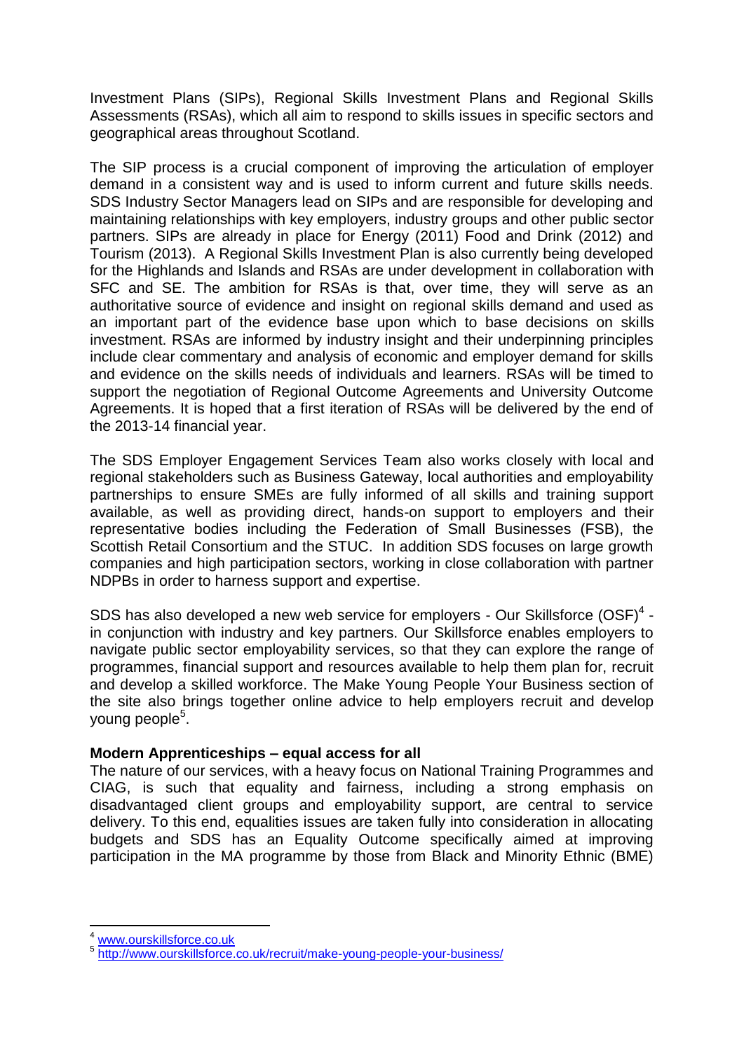Investment Plans (SIPs), Regional Skills Investment Plans and Regional Skills Assessments (RSAs), which all aim to respond to skills issues in specific sectors and geographical areas throughout Scotland.

The SIP process is a crucial component of improving the articulation of employer demand in a consistent way and is used to inform current and future skills needs. SDS Industry Sector Managers lead on SIPs and are responsible for developing and maintaining relationships with key employers, industry groups and other public sector partners. SIPs are already in place for Energy (2011) Food and Drink (2012) and Tourism (2013). A Regional Skills Investment Plan is also currently being developed for the Highlands and Islands and RSAs are under development in collaboration with SFC and SE. The ambition for RSAs is that, over time, they will serve as an authoritative source of evidence and insight on regional skills demand and used as an important part of the evidence base upon which to base decisions on skills investment. RSAs are informed by industry insight and their underpinning principles include clear commentary and analysis of economic and employer demand for skills and evidence on the skills needs of individuals and learners. RSAs will be timed to support the negotiation of Regional Outcome Agreements and University Outcome Agreements. It is hoped that a first iteration of RSAs will be delivered by the end of the 2013-14 financial year.

The SDS Employer Engagement Services Team also works closely with local and regional stakeholders such as Business Gateway, local authorities and employability partnerships to ensure SMEs are fully informed of all skills and training support available, as well as providing direct, hands-on support to employers and their representative bodies including the Federation of Small Businesses (FSB), the Scottish Retail Consortium and the STUC. In addition SDS focuses on large growth companies and high participation sectors, working in close collaboration with partner NDPBs in order to harness support and expertise.

SDS has also developed a new web service for employers - Our Skillsforce (OSF)[4] - in conjunction with industry and key partners. Our Skillsforce enables employers to navigate public sector employability services, so that they can explore the range of programmes, financial support and resources available to help them plan for, recruit and develop a skilled workforce. The Make Young People Your Business section of the site also brings together online advice to help employers recruit and develop young people[5].

**Modern Apprenticeships – equal access for all**

The nature of our services, with a heavy focus on National Training Programmes and CIAG, is such that equality and fairness, including a strong emphasis on disadvantaged client groups and employability support, are central to service delivery. To this end, equalities issues are taken fully into consideration in allocating budgets and SDS has an Equality Outcome specifically aimed at improving participation in the MA programme by those from Black and Minority Ethnic (BME)

---

[4] www.ourskillsforce.co.uk

[5] http://www.ourskillsforce.co.uk/recruit/make-young-people-your-business/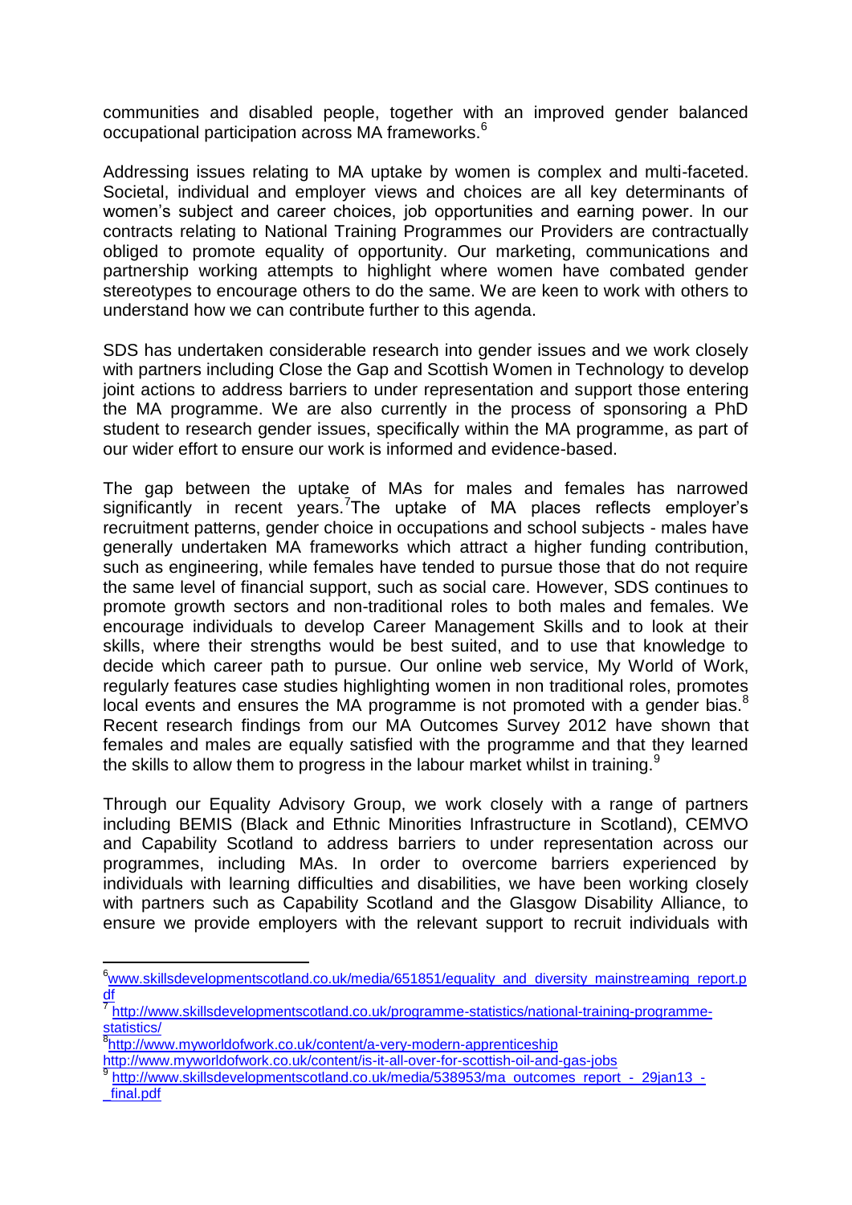communities and disabled people, together with an improved gender balanced occupational participation across MA frameworks.[6]

Addressing issues relating to MA uptake by women is complex and multi-faceted. Societal, individual and employer views and choices are all key determinants of women's subject and career choices, job opportunities and earning power. In our contracts relating to National Training Programmes our Providers are contractually obliged to promote equality of opportunity. Our marketing, communications and partnership working attempts to highlight where women have combated gender stereotypes to encourage others to do the same. We are keen to work with others to understand how we can contribute further to this agenda.

SDS has undertaken considerable research into gender issues and we work closely with partners including Close the Gap and Scottish Women in Technology to develop joint actions to address barriers to under representation and support those entering the MA programme. We are also currently in the process of sponsoring a PhD student to research gender issues, specifically within the MA programme, as part of our wider effort to ensure our work is informed and evidence-based.

The gap between the uptake of MAs for males and females has narrowed significantly in recent years.[7] The uptake of MA places reflects employer's recruitment patterns, gender choice in occupations and school subjects - males have generally undertaken MA frameworks which attract a higher funding contribution, such as engineering, while females have tended to pursue those that do not require the same level of financial support, such as social care. However, SDS continues to promote growth sectors and non-traditional roles to both males and females. We encourage individuals to develop Career Management Skills and to look at their skills, where their strengths would be best suited, and to use that knowledge to decide which career path to pursue. Our online web service, My World of Work, regularly features case studies highlighting women in non traditional roles, promotes local events and ensures the MA programme is not promoted with a gender bias.[8] Recent research findings from our MA Outcomes Survey 2012 have shown that females and males are equally satisfied with the programme and that they learned the skills to allow them to progress in the labour market whilst in training.[9]

Through our Equality Advisory Group, we work closely with a range of partners including BEMIS (Black and Ethnic Minorities Infrastructure in Scotland), CEMVO and Capability Scotland to address barriers to under representation across our programmes, including MAs. In order to overcome barriers experienced by individuals with learning difficulties and disabilities, we have been working closely with partners such as Capability Scotland and the Glasgow Disability Alliance, to ensure we provide employers with the relevant support to recruit individuals with

---

[6] www.skillsdevelopmentscotland.co.uk/media/651851/equality_and_diversity_mainstreaming_report.pdf

[7] http://www.skillsdevelopmentscotland.co.uk/programme-statistics/national-training-programme-statistics/

[8] http://www.myworldofwork.co.uk/content/a-very-modern-apprenticeship
http://www.myworldofwork.co.uk/content/is-it-all-over-for-scottish-oil-and-gas-jobs

[9] http://www.skillsdevelopmentscotland.co.uk/media/538953/ma_outcomes_report_-_29jan13_-_final.pdf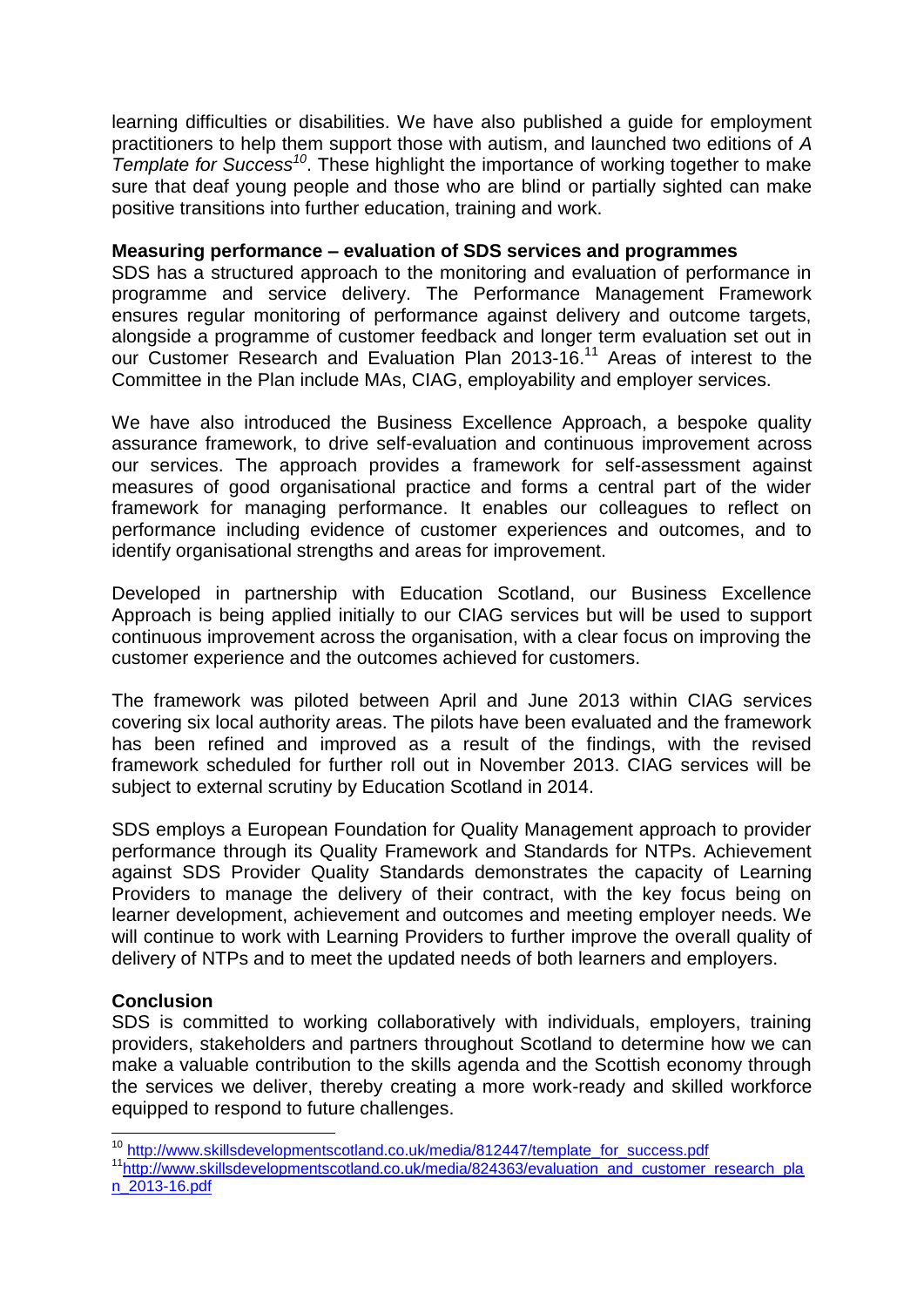learning difficulties or disabilities. We have also published a guide for employment practitioners to help them support those with autism, and launched two editions of *A Template for Success*[10]. These highlight the importance of working together to make sure that deaf young people and those who are blind or partially sighted can make positive transitions into further education, training and work.

**Measuring performance – evaluation of SDS services and programmes**

SDS has a structured approach to the monitoring and evaluation of performance in programme and service delivery. The Performance Management Framework ensures regular monitoring of performance against delivery and outcome targets, alongside a programme of customer feedback and longer term evaluation set out in our Customer Research and Evaluation Plan 2013-16.[11] Areas of interest to the Committee in the Plan include MAs, CIAG, employability and employer services.

We have also introduced the Business Excellence Approach, a bespoke quality assurance framework, to drive self-evaluation and continuous improvement across our services. The approach provides a framework for self-assessment against measures of good organisational practice and forms a central part of the wider framework for managing performance. It enables our colleagues to reflect on performance including evidence of customer experiences and outcomes, and to identify organisational strengths and areas for improvement.

Developed in partnership with Education Scotland, our Business Excellence Approach is being applied initially to our CIAG services but will be used to support continuous improvement across the organisation, with a clear focus on improving the customer experience and the outcomes achieved for customers.

The framework was piloted between April and June 2013 within CIAG services covering six local authority areas. The pilots have been evaluated and the framework has been refined and improved as a result of the findings, with the revised framework scheduled for further roll out in November 2013. CIAG services will be subject to external scrutiny by Education Scotland in 2014.

SDS employs a European Foundation for Quality Management approach to provider performance through its Quality Framework and Standards for NTPs. Achievement against SDS Provider Quality Standards demonstrates the capacity of Learning Providers to manage the delivery of their contract, with the key focus being on learner development, achievement and outcomes and meeting employer needs. We will continue to work with Learning Providers to further improve the overall quality of delivery of NTPs and to meet the updated needs of both learners and employers.

**Conclusion**

SDS is committed to working collaboratively with individuals, employers, training providers, stakeholders and partners throughout Scotland to determine how we can make a valuable contribution to the skills agenda and the Scottish economy through the services we deliver, thereby creating a more work-ready and skilled workforce equipped to respond to future challenges.

---

[10] http://www.skillsdevelopmentscotland.co.uk/media/812447/template_for_success.pdf

[11] http://www.skillsdevelopmentscotland.co.uk/media/824363/evaluation_and_customer_research_plan_2013-16.pdf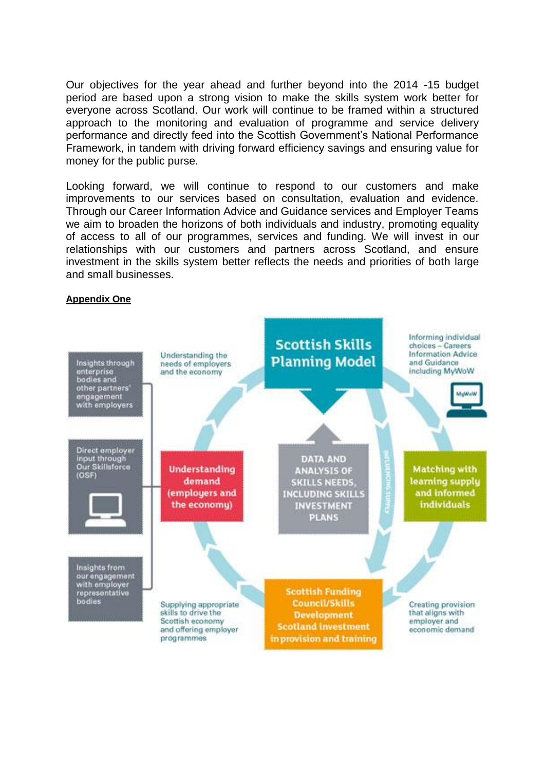Our objectives for the year ahead and further beyond into the 2014 -15 budget period are based upon a strong vision to make the skills system work better for everyone across Scotland. Our work will continue to be framed within a structured approach to the monitoring and evaluation of programme and service delivery performance and directly feed into the Scottish Government's National Performance Framework, in tandem with driving forward efficiency savings and ensuring value for money for the public purse.

Looking forward, we will continue to respond to our customers and make improvements to our services based on consultation, evaluation and evidence. Through our Career Information Advice and Guidance services and Employer Teams we aim to broaden the horizons of both individuals and industry, promoting equality of access to all of our programmes, services and funding. We will invest in our relationships with our customers and partners across Scotland, and ensure investment in the skills system better reflects the needs and priorities of both large and small businesses.

**Appendix One**

Scottish Skills Planning Model

Insights through enterprise bodies and other partners' engagement with employers

Direct employer input through Our Skillsforce (OSF)

Insights from our engagement with employer representative bodies

Understanding the needs of employers and the economy

Understanding demand (employers and the economy)

Supplying appropriate skills to drive the Scottish economy and offering employer programmes

DATA AND ANALYSIS OF SKILLS NEEDS, INCLUDING SKILLS INVESTMENT PLANS

INFLUENCING SUPPLY

Informing individual choices – Careers Information Advice and Guidance including MyWoW

MyWoW

Matching with learning supply and informed individuals

Creating provision that aligns with employer and economic demand

Scottish Funding Council/Skills Development Scotland investment in provision and training